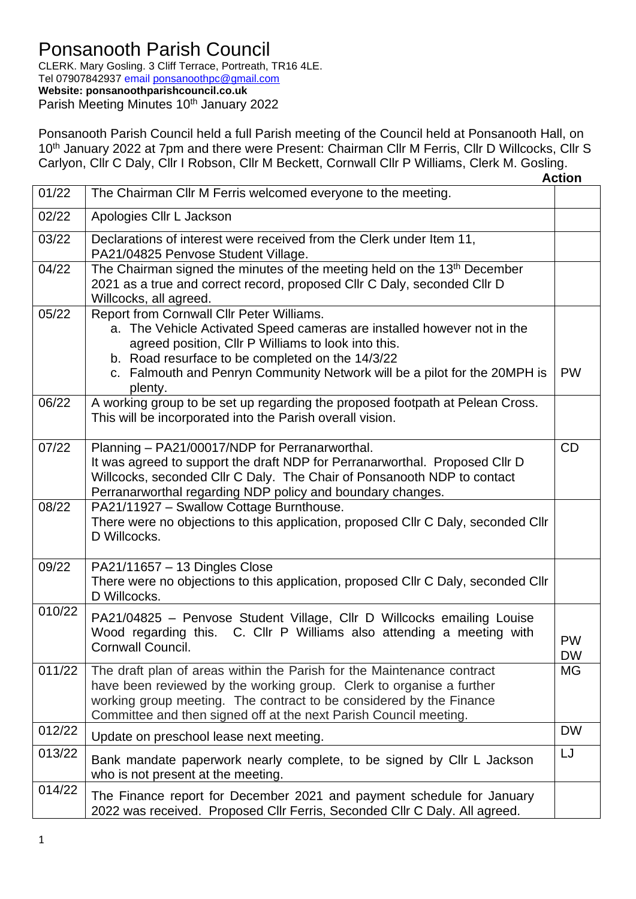# Ponsanooth Parish Council

CLERK. Mary Gosling. 3 Cliff Terrace, Portreath, TR16 4LE.
Tel 07907842937 email ponsanoothpc@gmail.com
**Website: ponsanoothparishcouncil.co.uk**
Parish Meeting Minutes 10th January 2022

Ponsanooth Parish Council held a full Parish meeting of the Council held at Ponsanooth Hall, on 10th January 2022 at 7pm and there were Present: Chairman Cllr M Ferris, Cllr D Willcocks, Cllr S Carlyon, Cllr C Daly, Cllr I Robson, Cllr M Beckett, Cornwall Cllr P Williams, Clerk M. Gosling.

| | | Action |
|---|---|---|
| 01/22 | The Chairman Cllr M Ferris welcomed everyone to the meeting. | |
| 02/22 | Apologies Cllr L Jackson | |
| 03/22 | Declarations of interest were received from the Clerk under Item 11, PA21/04825 Penvose Student Village. | |
| 04/22 | The Chairman signed the minutes of the meeting held on the 13th December 2021 as a true and correct record, proposed Cllr C Daly, seconded Cllr D Willcocks, all agreed. | |
| 05/22 | Report from Cornwall Cllr Peter Williams.<br>a. The Vehicle Activated Speed cameras are installed however not in the agreed position, Cllr P Williams to look into this.<br>b. Road resurface to be completed on the 14/3/22<br>c. Falmouth and Penryn Community Network will be a pilot for the 20MPH is plenty. | PW |
| 06/22 | A working group to be set up regarding the proposed footpath at Pelean Cross. This will be incorporated into the Parish overall vision. | |
| 07/22 | Planning – PA21/00017/NDP for Perranarworthal.<br>It was agreed to support the draft NDP for Perranarworthal. Proposed Cllr D Willcocks, seconded Cllr C Daly. The Chair of Ponsanooth NDP to contact Perranarworthal regarding NDP policy and boundary changes. | CD |
| 08/22 | PA21/11927 – Swallow Cottage Burnthouse.<br>There were no objections to this application, proposed Cllr C Daly, seconded Cllr D Willcocks. | |
| 09/22 | PA21/11657 – 13 Dingles Close<br>There were no objections to this application, proposed Cllr C Daly, seconded Cllr D Willcocks. | |
| 010/22 | PA21/04825 – Penvose Student Village, Cllr D Willcocks emailing Louise Wood regarding this. C. Cllr P Williams also attending a meeting with Cornwall Council. | PW<br>DW |
| 011/22 | The draft plan of areas within the Parish for the Maintenance contract have been reviewed by the working group. Clerk to organise a further working group meeting. The contract to be considered by the Finance Committee and then signed off at the next Parish Council meeting. | MG |
| 012/22 | Update on preschool lease next meeting. | DW |
| 013/22 | Bank mandate paperwork nearly complete, to be signed by Cllr L Jackson who is not present at the meeting. | LJ |
| 014/22 | The Finance report for December 2021 and payment schedule for January 2022 was received. Proposed Cllr Ferris, Seconded Cllr C Daly. All agreed. | |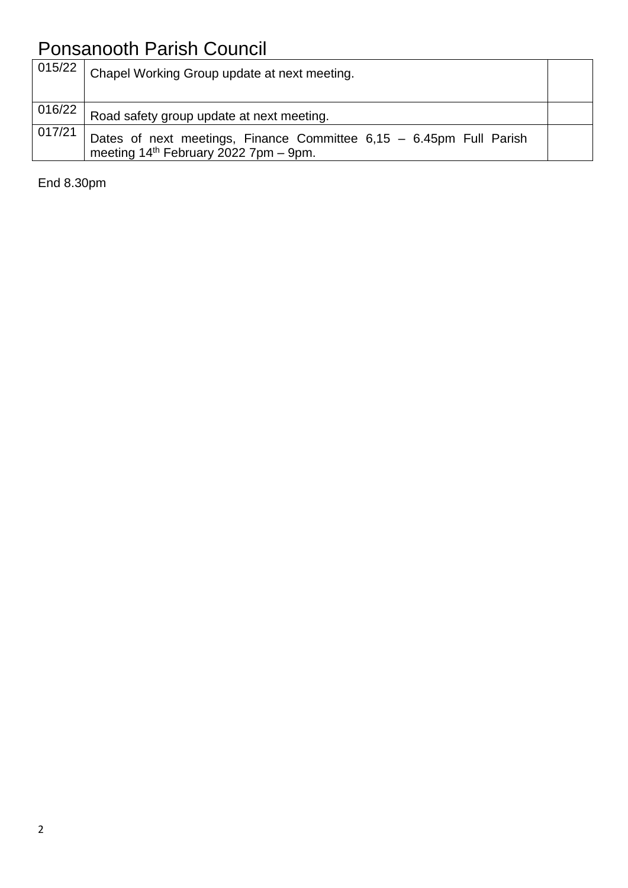| | | |
|---|---|---|
| 015/22 | Chapel Working Group update at next meeting. | |
| 016/22 | Road safety group update at next meeting. | |
| 017/21 | Dates of next meetings, Finance Committee 6,15 – 6.45pm Full Parish meeting 14th February 2022 7pm – 9pm. | |

End 8.30pm